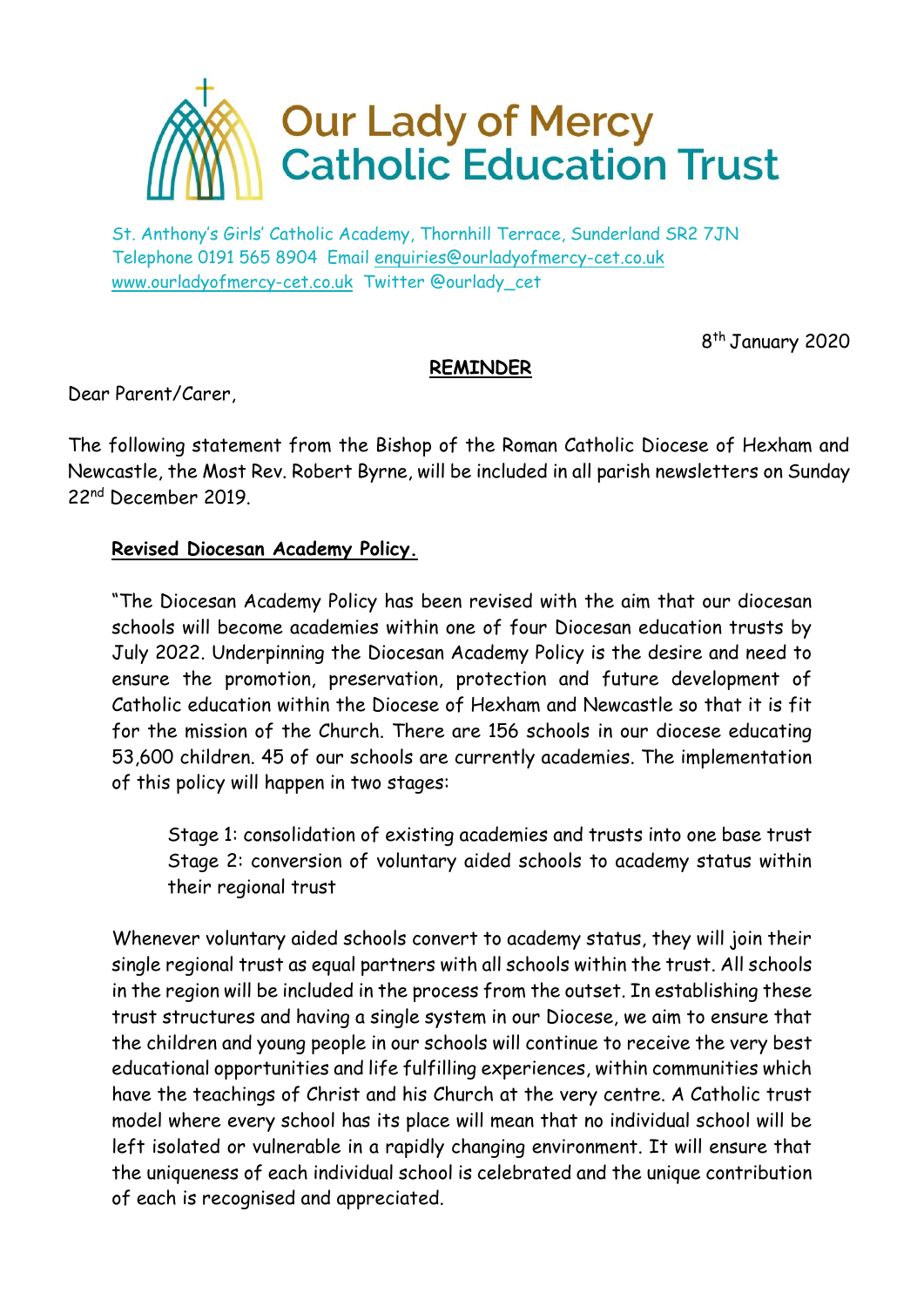# Our Lady of Mercy Catholic Education Trust

St. Anthony's Girls' Catholic Academy, Thornhill Terrace, Sunderland SR2 7JN
Telephone 0191 565 8904 Email enquiries@ourladyofmercy-cet.co.uk
www.ourladyofmercy-cet.co.uk Twitter @ourlady_cet

8th January 2020

**REMINDER**

Dear Parent/Carer,

The following statement from the Bishop of the Roman Catholic Diocese of Hexham and Newcastle, the Most Rev. Robert Byrne, will be included in all parish newsletters on Sunday 22nd December 2019.

> **Revised Diocesan Academy Policy.**
>
> "The Diocesan Academy Policy has been revised with the aim that our diocesan schools will become academies within one of four Diocesan education trusts by July 2022. Underpinning the Diocesan Academy Policy is the desire and need to ensure the promotion, preservation, protection and future development of Catholic education within the Diocese of Hexham and Newcastle so that it is fit for the mission of the Church. There are 156 schools in our diocese educating 53,600 children. 45 of our schools are currently academies. The implementation of this policy will happen in two stages:
>
> > Stage 1: consolidation of existing academies and trusts into one base trust
> > Stage 2: conversion of voluntary aided schools to academy status within their regional trust
>
> Whenever voluntary aided schools convert to academy status, they will join their single regional trust as equal partners with all schools within the trust. All schools in the region will be included in the process from the outset. In establishing these trust structures and having a single system in our Diocese, we aim to ensure that the children and young people in our schools will continue to receive the very best educational opportunities and life fulfilling experiences, within communities which have the teachings of Christ and his Church at the very centre. A Catholic trust model where every school has its place will mean that no individual school will be left isolated or vulnerable in a rapidly changing environment. It will ensure that the uniqueness of each individual school is celebrated and the unique contribution of each is recognised and appreciated.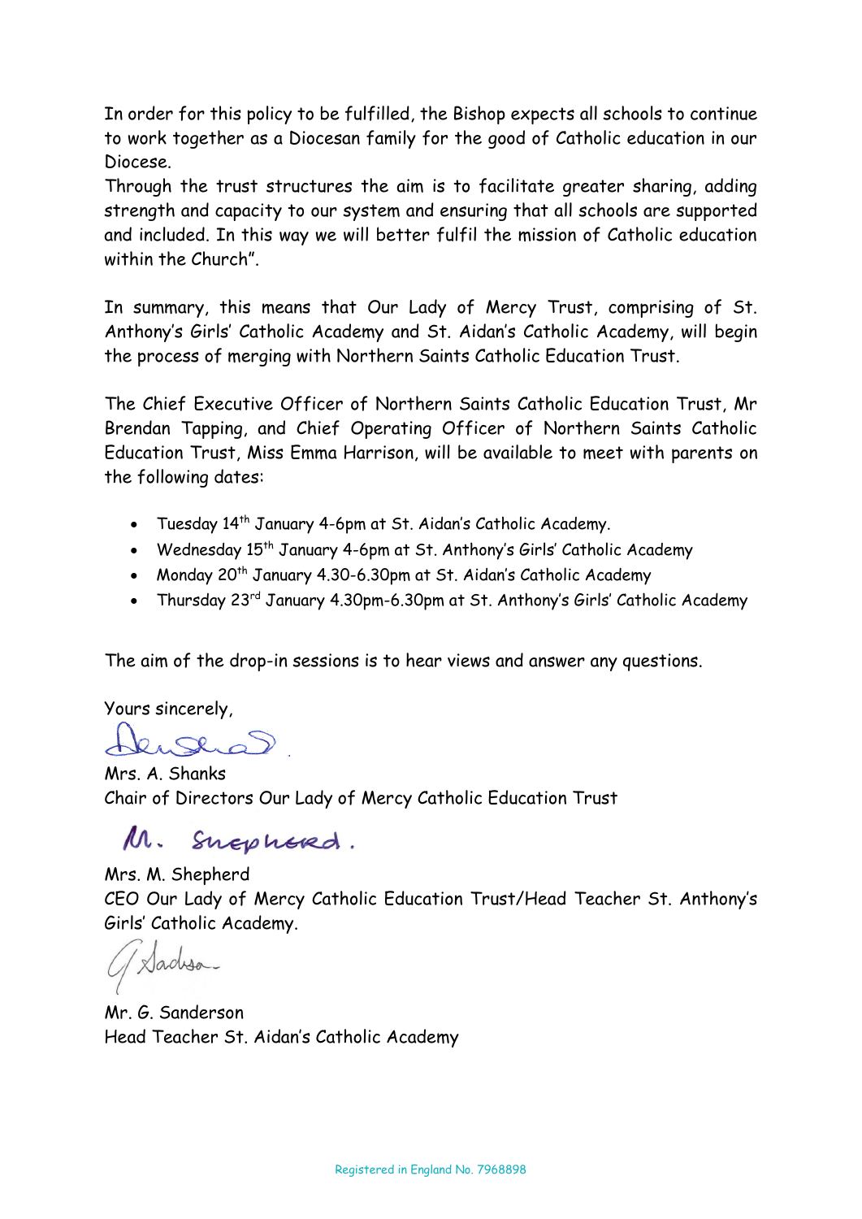In order for this policy to be fulfilled, the Bishop expects all schools to continue to work together as a Diocesan family for the good of Catholic education in our Diocese.
Through the trust structures the aim is to facilitate greater sharing, adding strength and capacity to our system and ensuring that all schools are supported and included. In this way we will better fulfil the mission of Catholic education within the Church".

In summary, this means that Our Lady of Mercy Trust, comprising of St. Anthony's Girls' Catholic Academy and St. Aidan's Catholic Academy, will begin the process of merging with Northern Saints Catholic Education Trust.

The Chief Executive Officer of Northern Saints Catholic Education Trust, Mr Brendan Tapping, and Chief Operating Officer of Northern Saints Catholic Education Trust, Miss Emma Harrison, will be available to meet with parents on the following dates:

- Tuesday 14th January 4-6pm at St. Aidan's Catholic Academy.
- Wednesday 15th January 4-6pm at St. Anthony's Girls' Catholic Academy
- Monday 20th January 4.30-6.30pm at St. Aidan's Catholic Academy
- Thursday 23rd January 4.30pm-6.30pm at St. Anthony's Girls' Catholic Academy

The aim of the drop-in sessions is to hear views and answer any questions.

Yours sincerely,

Mrs. A. Shanks
Chair of Directors Our Lady of Mercy Catholic Education Trust

M. Shepherd.

Mrs. M. Shepherd
CEO Our Lady of Mercy Catholic Education Trust/Head Teacher St. Anthony's Girls' Catholic Academy.

Mr. G. Sanderson
Head Teacher St. Aidan's Catholic Academy

Registered in England No. 7968898